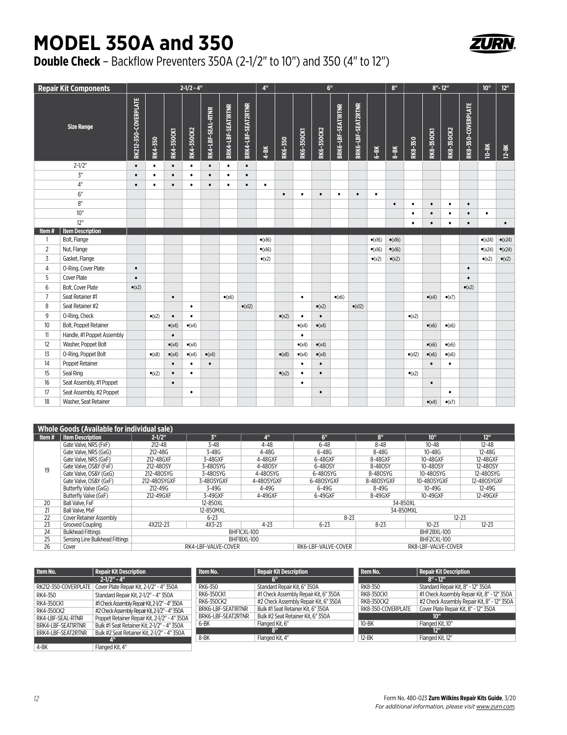# MODEL 350A and 350

**Double Check** – Backflow Preventers 350A (2-1/2" to 10") and 350 (4" to 12")

| Repair Kit Components | | 2-1/2 - 4" | | | | | | | 4" | 6" | | | | | | 8" | 8"- 12" | | | | 10" | 12" |
|---|---|---|---|---|---|---|---|---|---|---|---|---|---|---|---|---|---|---|---|---|---|---|
| | **Size Range** | **RK212-350-COVERPLATE** | **RK4-350** | **RK4-350CK1** | **RK4-350CK2** | **RK4-LBF-SEAL-RTNR** | **BRK4-LBF-SEAT1RTNR** | **BRK4-LBF-SEAT2RTNR** | **4-BK** | **RK6-350** | **RK6-350CK1** | **RK6-350CK2** | **BRK6-LBF-SEAT1RTNR** | **BRK6-LBF-SEAT2RTNR** | **6-BK** | **8-BK** | **RK8-350** | **RK8-350CK1** | **RK8-350CK2** | **RK8-350-COVERPLATE** | **10-BK** | **12-BK** |
| | 2-1/2" | • | • | • | • | • | • | • | | | | | | | | | | | | | | |
| | 3" | • | • | • | • | • | • | • | | | | | | | | | | | | | | |
| | 4" | • | • | • | • | • | • | • | • | | | | | | | | | | | | | |
| | 6" | | | | | | | | | • | • | • | • | • | • | | | | | | | |
| | 8" | | | | | | | | | | | | | | | • | • | • | • | • | | |
| | 10" | | | | | | | | | | | | | | | | • | • | • | • | • | |
| | 12" | | | | | | | | | | | | | | | | • | • | • | • | | • |
| **Item #** | **Item Description** | | | | | | | | | | | | | | | | | | | | | |
| 1 | Bolt, Flange | | | | | | | | •(x16) | | | | | | •(x16) | •(x16) | | | | | •(x24) | •(x24) |
| 2 | Nut, Flange | | | | | | | | •(x16) | | | | | | •(x16) | •(x16) | | | | | •(x24) | •(x24) |
| 3 | Gasket, Flange | | | | | | | | •(x2) | | | | | | •(x2) | •(x2) | | | | | •(x2) | •(x2) |
| 4 | O-Ring, Cover Plate | • | | | | | | | | | | | | | | | | | | • | | |
| 5 | Cover Plate | • | | | | | | | | | | | | | | | | | | • | | |
| 6 | Bolt, Cover Plate | •(x2) | | | | | | | | | | | | | | | | | | •(x2) | | |
| 7 | Seat Retainer #1 | | | • | | | •(x6) | | | | • | | •(x6) | | | | | •(x4) | •(x7) | | | |
| 8 | Seat Retainer #2 | | | | • | | | •(x12) | | | | •(x2) | | •(x12) | | | | | | | | |
| 9 | O-Ring, Check | | •(x2) | • | • | | | | | •(x2) | • | • | | | | | •(x2) | | | | | |
| 10 | Bolt, Poppet Retainer | | | •(x4) | •(x4) | | | | | | •(x4) | •(x4) | | | | | | •(x6) | •(x6) | | | |
| 11 | Handle, #1 Poppet Assembly | | | • | | | | | | | • | | | | | | | | | | | |
| 12 | Washer, Poppet Bolt | | | •(x4) | •(x4) | | | | | | •(x4) | •(x4) | | | | | | •(x6) | •(x6) | | | |
| 13 | O-Ring, Poppet Bolt | | •(x8) | •(x4) | •(x4) | •(x4) | | | | •(x8) | •(x4) | •(x4) | | | | | •(x12) | •(x6) | •(x6) | | | |
| 14 | Poppet Retainer | | | • | • | • | | | | | • | • | | | | | | • | • | | | |
| 15 | Seal Ring | | •(x2) | • | • | | | | | •(x2) | • | • | | | | | •(x2) | | | | | |
| 16 | Seat Assembly, #1 Poppet | | | • | | | | | | | • | | | | | | | • | | | | |
| 17 | Seat Assembly, #2 Poppet | | | | • | | | | | | | • | | | | | | | • | | | |
| 18 | Washer, Seat Retainer | | | | | | | | | | | | | | | | | •(x4) | •(x7) | | | |

| Whole Goods (Available for individual sale) | | | | | | | | |
|---|---|---|---|---|---|---|---|---|
| **Item #** | **Item Description** | **2-1/2"** | **3"** | **4"** | **6"** | **8"** | **10"** | **12"** |
| 19 | Gate Valve, NRS (FxF) | 212-48 | 3-48 | 4-48 | 6-48 | 8-48 | 10-48 | 12-48 |
| | Gate Valve, NRS (GxG) | 212-48G | 3-48G | 4-48G | 6-48G | 8-48G | 10-48G | 12-48G |
| | Gate Valve, NRS (GxF) | 212-48GXF | 3-48GXF | 4-48GXF | 6-48GXF | 8-48GXF | 10-48GXF | 12-48GXF |
| | Gate Valve, OS&Y (FxF) | 212-48OSY | 3-48OSY | 4-48OSY | 6-48OSY | 8-48OSY | 10-48OSY | 12-48OSY |
| | Gate Valve, OS&Y (GxG) | 212-48OSYG | 3-48OSYG | 4-48OSYG | 6-48OSYG | 8-48OSYG | 10-48OSYG | 12-48OSYG |
| | Gate Valve, OS&Y (GxF) | 212-48OSYGXF | 3-48OSYGXF | 4-48OSYGXF | 6-48OSYGXF | 8-48OSYGXF | 10-48OSYGXF | 12-48OSYGXF |
| | Butterfly Valve (GxG) | 212-49G | 3-49G | 4-49G | 6-49G | 8-49G | 10-49G | 12-49G |
| | Butterfly Valve (GxF) | 212-49GXF | 3-49GXF | 4-49GXF | 6-49GXF | 8-49GXF | 10-49GXF | 12-49GXF |
| 20 | Ball Valve, FxF | 12-850XL | | | 34-850XL | | | |
| 21 | Ball Valve, MxF | 12-850MXL | | | 34-850MXL | | | |
| 22 | Cover Retainer Assembly | 6-23 | | | 8-23 | | 12-23 | |
| 23 | Grooved Coupling | 4X212-23 | 4X3-23 | 4-23 | 6-23 | 8-23 | 10-23 | 12-23 |
| 24 | Bulkhead Fittings | BHF1CXL-100 | | | | BHF2BXL-100 | | |
| 25 | Sensing Line Bulkhead Fittings | BHF1BXL-100 | | | | BHF2CXL-100 | | |
| 26 | Cover | RK4-LBF-VALVE-COVER | | | RK6-LBF-VALVE-COVER | RK8-LBF-VALVE-COVER | | |

| Item No. | Repair Kit Description |
|---|---|
| **2-1/2" - 4"** | |
| RK212-350-COVERPLATE | Cover Plate Repair Kit, 2-1/2" - 4" 350A |
| RK4-350 | Standard Repair Kit, 2-1/2" - 4" 350A |
| RK4-350CK1 | #1 Check Assembly Repair Kit, 2-1/2" - 4" 350A |
| RK4-350CK2 | #2 Check Assembly Repair Kit, 2-1/2" - 4" 350A |
| RK4-LBF-SEAL-RTNR | Poppet Retainer Repair Kit, 2-1/2" - 4" 350A |
| BRK4-LBF-SEAT1RTNR | Bulk #1 Seat Retainer Kit, 2-1/2" - 4" 350A |
| BRK4-LBF-SEAT2RTNR | Bulk #2 Seat Retainer Kit, 2-1/2" - 4" 350A |
| **4"** | |
| 4-BK | Flanged Kit, 4" |

| Item No. | Repair Kit Description |
|---|---|
| **6"** | |
| RK6-350 | Standard Repair Kit, 6" 350A |
| RK6-350CK1 | #1 Check Assembly Repair Kit, 6" 350A |
| RK6-350CK2 | #2 Check Assembly Repair Kit, 6" 350A |
| BRK6-LBF-SEAT1RTNR | Bulk #1 Seat Retainer Kit, 6" 350A |
| BRK6-LBF-SEAT2RTNR | Bulk #2 Seat Retainer Kit, 6" 350A |
| 6-BK | Flanged Kit, 6" |
| **8"** | |
| 8-BK | Flanged Kit, 4" |

| Item No. | Repair Kit Description |
|---|---|
| **8" - 12"** | |
| RK8-350 | Standard Repair Kit, 8" - 12" 350A |
| RK8-350CK1 | #1 Check Assembly Repair Kit, 8" - 12" 350A |
| RK8-350CK2 | #2 Check Assembly Repair Kit, 8" - 12" 350A |
| RK8-350-COVERPLATE | Cover Plate Repair Kit, 8" - 12" 350A |
| **10"** | |
| 10-BK | Flanged Kit, 10" |
| **12"** | |
| 12-BK | Flanged Kit, 12" |

Form No. 480-023 **Zurn Wilkins Repair Kits Guide**, 3/20

*For additional information, please visit www.zurn.com.*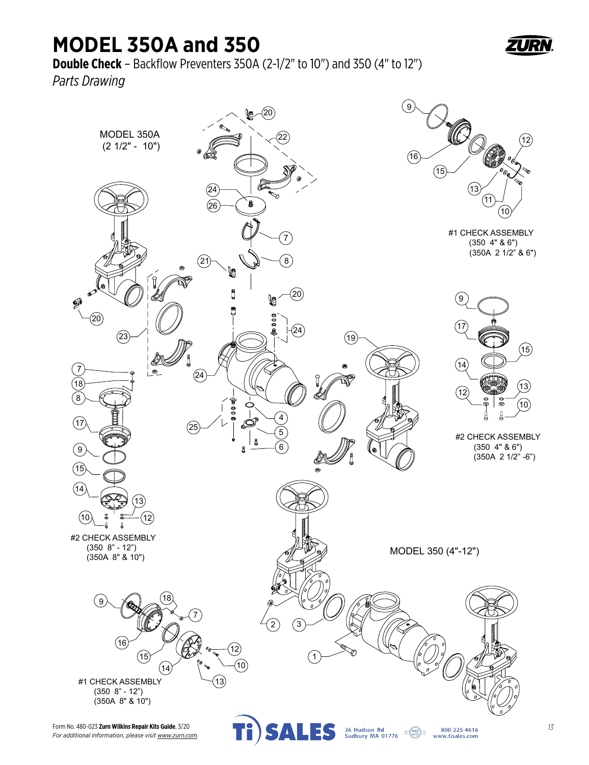# MODEL 350A and 350

**Double Check** – Backflow Preventers 350A (2-1/2" to 10") and 350 (4" to 12")

*Parts Drawing*

MODEL 350A
(2 1/2" - 10")

#1 CHECK ASSEMBLY
(350 4" & 6")
(350A 2 1/2" & 6")

#2 CHECK ASSEMBLY
(350 4" & 6")
(350A 2 1/2" -6")

#2 CHECK ASSEMBLY
(350 8" - 12")
(350A 8" & 10")

MODEL 350 (4"-12")

#1 CHECK ASSEMBLY
(350 8" - 12")
(350A 8" & 10")

Form No. 480-023 **Zurn Wilkins Repair Kits Guide**, 3/20
*For additional information, please visit www.zurn.com.*